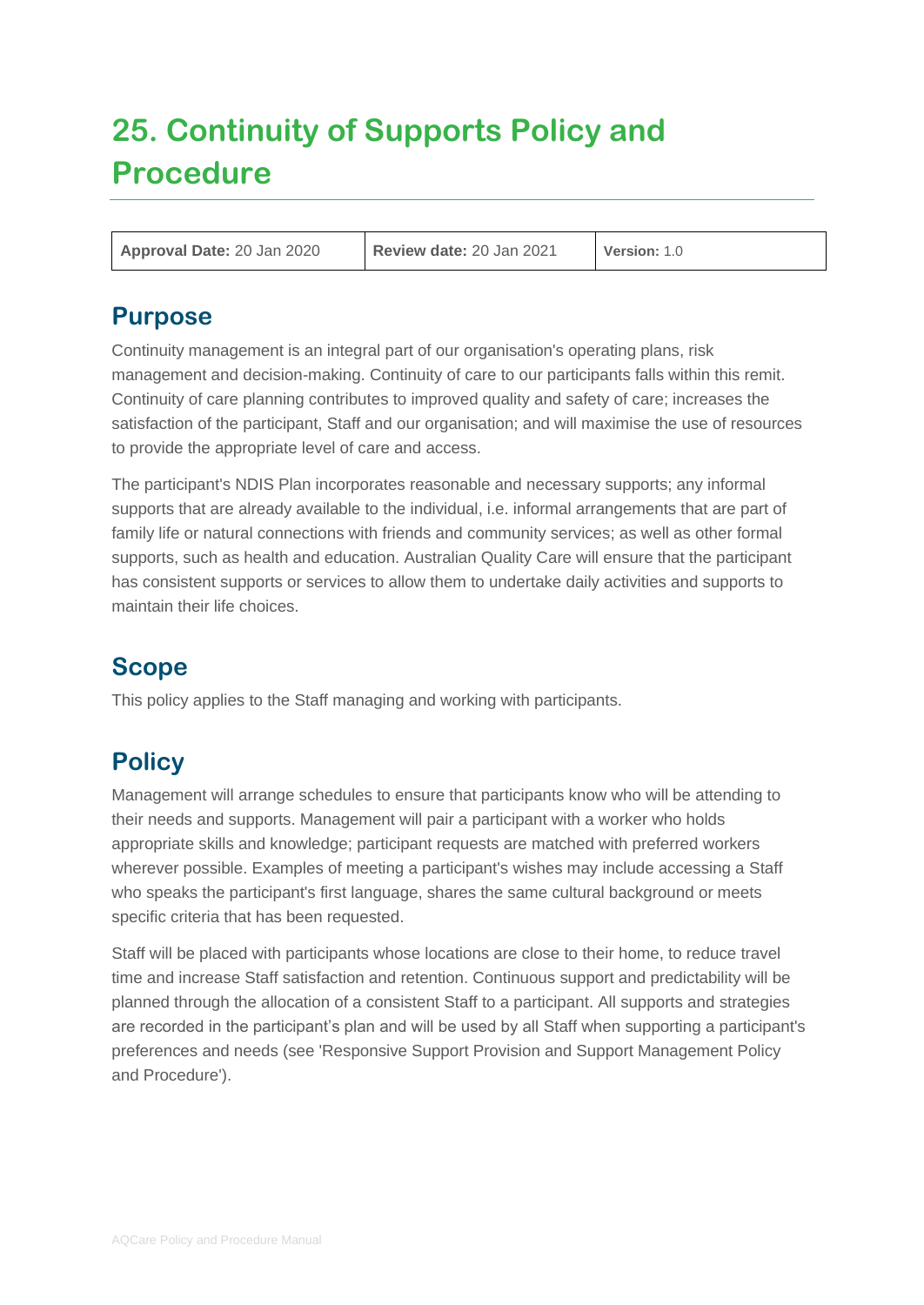# 25. Continuity of Supports Policy and Procedure

| **Approval Date:** 20 Jan 2020 | **Review date:** 20 Jan 2021 | **Version:** 1.0 |
|---|---|---|

## Purpose

Continuity management is an integral part of our organisation's operating plans, risk management and decision-making. Continuity of care to our participants falls within this remit. Continuity of care planning contributes to improved quality and safety of care; increases the satisfaction of the participant, Staff and our organisation; and will maximise the use of resources to provide the appropriate level of care and access.

The participant's NDIS Plan incorporates reasonable and necessary supports; any informal supports that are already available to the individual, i.e. informal arrangements that are part of family life or natural connections with friends and community services; as well as other formal supports, such as health and education. Australian Quality Care will ensure that the participant has consistent supports or services to allow them to undertake daily activities and supports to maintain their life choices.

## Scope

This policy applies to the Staff managing and working with participants.

## Policy

Management will arrange schedules to ensure that participants know who will be attending to their needs and supports. Management will pair a participant with a worker who holds appropriate skills and knowledge; participant requests are matched with preferred workers wherever possible. Examples of meeting a participant's wishes may include accessing a Staff who speaks the participant's first language, shares the same cultural background or meets specific criteria that has been requested.

Staff will be placed with participants whose locations are close to their home, to reduce travel time and increase Staff satisfaction and retention. Continuous support and predictability will be planned through the allocation of a consistent Staff to a participant. All supports and strategies are recorded in the participant's plan and will be used by all Staff when supporting a participant's preferences and needs (see 'Responsive Support Provision and Support Management Policy and Procedure').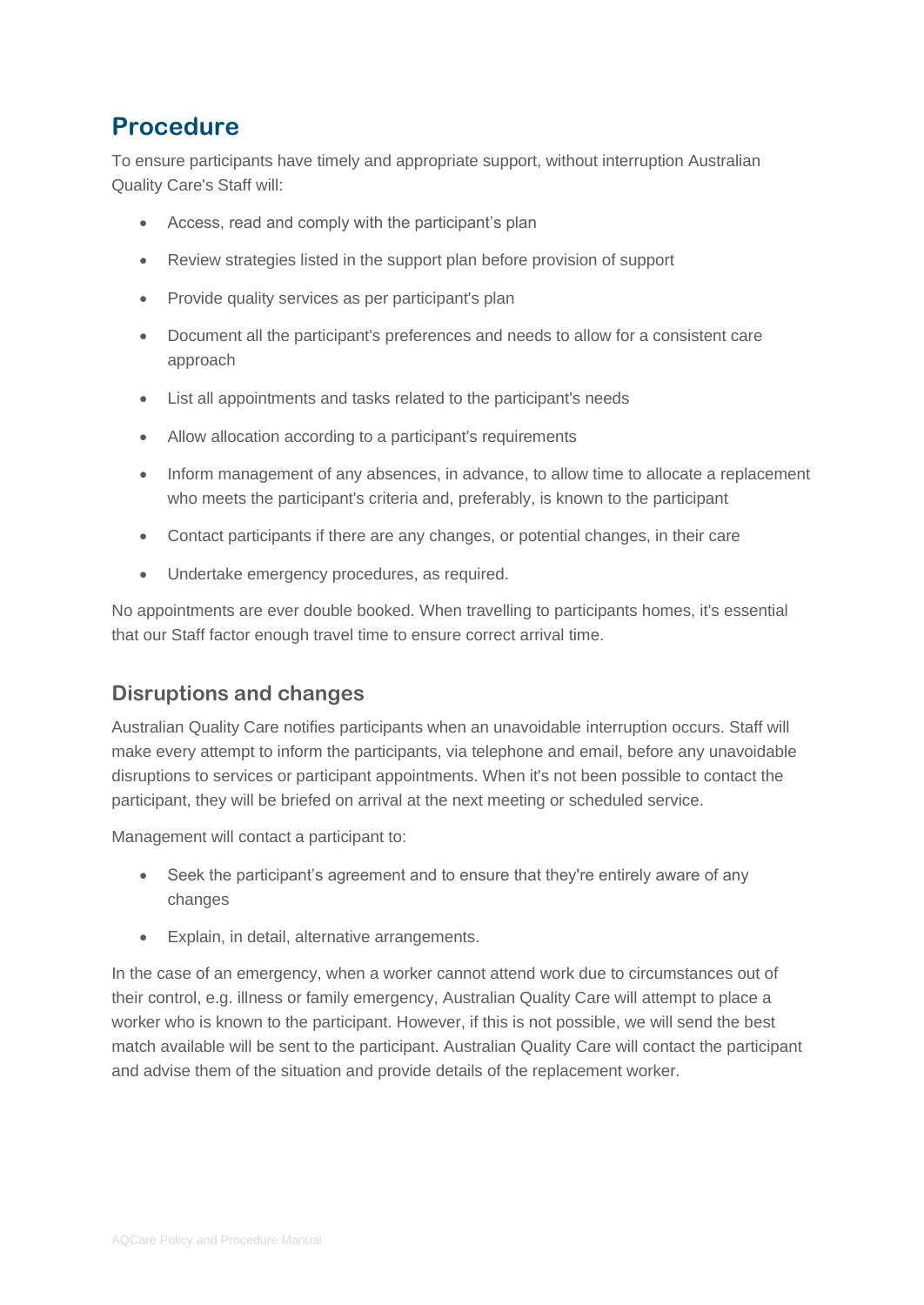## Procedure

To ensure participants have timely and appropriate support, without interruption Australian Quality Care's Staff will:

- Access, read and comply with the participant’s plan
- Review strategies listed in the support plan before provision of support
- Provide quality services as per participant's plan
- Document all the participant's preferences and needs to allow for a consistent care approach
- List all appointments and tasks related to the participant's needs
- Allow allocation according to a participant's requirements
- Inform management of any absences, in advance, to allow time to allocate a replacement who meets the participant's criteria and, preferably, is known to the participant
- Contact participants if there are any changes, or potential changes, in their care
- Undertake emergency procedures, as required.

No appointments are ever double booked. When travelling to participants homes, it's essential that our Staff factor enough travel time to ensure correct arrival time.

### Disruptions and changes

Australian Quality Care notifies participants when an unavoidable interruption occurs. Staff will make every attempt to inform the participants, via telephone and email, before any unavoidable disruptions to services or participant appointments. When it's not been possible to contact the participant, they will be briefed on arrival at the next meeting or scheduled service.

Management will contact a participant to:

- Seek the participant’s agreement and to ensure that they're entirely aware of any changes
- Explain, in detail, alternative arrangements.

In the case of an emergency, when a worker cannot attend work due to circumstances out of their control, e.g. illness or family emergency, Australian Quality Care will attempt to place a worker who is known to the participant. However, if this is not possible, we will send the best match available will be sent to the participant. Australian Quality Care will contact the participant and advise them of the situation and provide details of the replacement worker.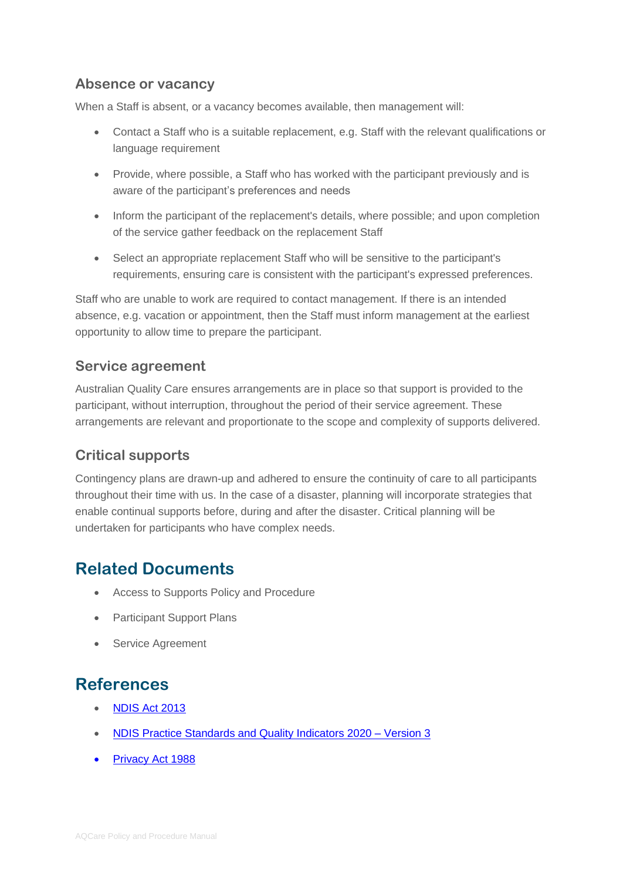### Absence or vacancy

When a Staff is absent, or a vacancy becomes available, then management will:

- Contact a Staff who is a suitable replacement, e.g. Staff with the relevant qualifications or language requirement
- Provide, where possible, a Staff who has worked with the participant previously and is aware of the participant's preferences and needs
- Inform the participant of the replacement's details, where possible; and upon completion of the service gather feedback on the replacement Staff
- Select an appropriate replacement Staff who will be sensitive to the participant's requirements, ensuring care is consistent with the participant's expressed preferences.

Staff who are unable to work are required to contact management. If there is an intended absence, e.g. vacation or appointment, then the Staff must inform management at the earliest opportunity to allow time to prepare the participant.

### Service agreement

Australian Quality Care ensures arrangements are in place so that support is provided to the participant, without interruption, throughout the period of their service agreement. These arrangements are relevant and proportionate to the scope and complexity of supports delivered.

### Critical supports

Contingency plans are drawn-up and adhered to ensure the continuity of care to all participants throughout their time with us. In the case of a disaster, planning will incorporate strategies that enable continual supports before, during and after the disaster. Critical planning will be undertaken for participants who have complex needs.

## Related Documents

- Access to Supports Policy and Procedure
- Participant Support Plans
- Service Agreement

## References

- NDIS Act 2013
- NDIS Practice Standards and Quality Indicators 2020 – Version 3
- Privacy Act 1988